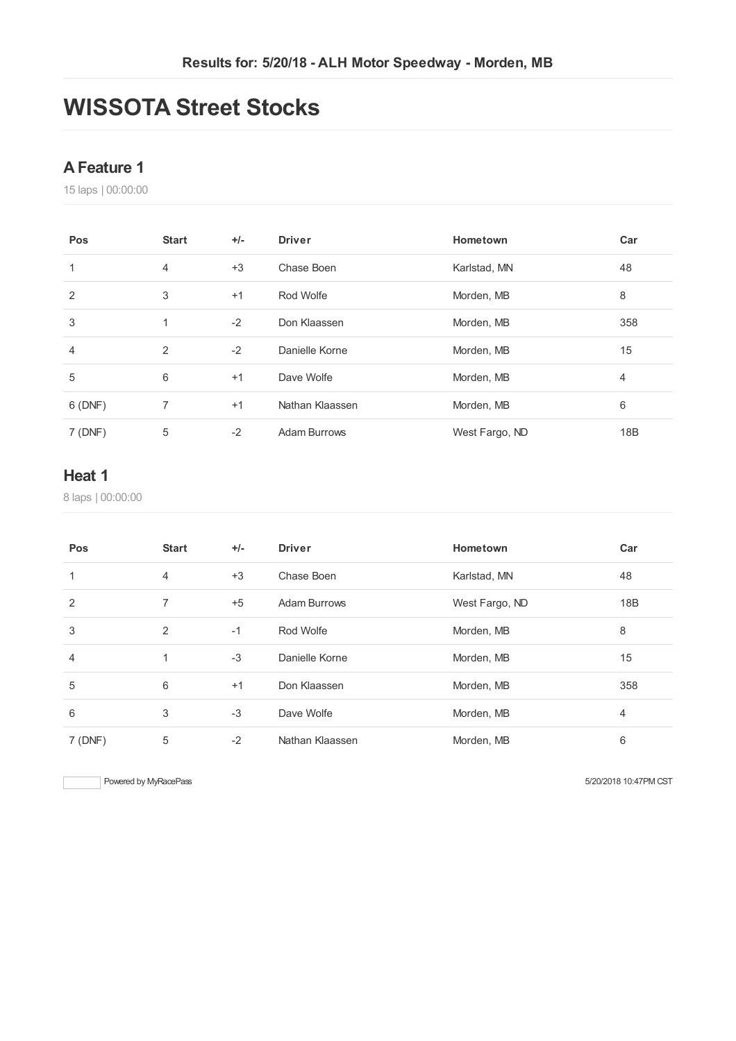**Results for: 5/20/18 - ALH Motor Speedway - Morden, MB**

# WISSOTA Street Stocks

## A Feature 1

15 laps | 00:00:00

| Pos | Start | +/- | Driver | Hometown | Car |
|---|---|---|---|---|---|
| 1 | 4 | +3 | Chase Boen | Karlstad, MN | 48 |
| 2 | 3 | +1 | Rod Wolfe | Morden, MB | 8 |
| 3 | 1 | -2 | Don Klaassen | Morden, MB | 358 |
| 4 | 2 | -2 | Danielle Korne | Morden, MB | 15 |
| 5 | 6 | +1 | Dave Wolfe | Morden, MB | 4 |
| 6 (DNF) | 7 | +1 | Nathan Klaassen | Morden, MB | 6 |
| 7 (DNF) | 5 | -2 | Adam Burrows | West Fargo, ND | 18B |

## Heat 1

8 laps | 00:00:00

| Pos | Start | +/- | Driver | Hometown | Car |
|---|---|---|---|---|---|
| 1 | 4 | +3 | Chase Boen | Karlstad, MN | 48 |
| 2 | 7 | +5 | Adam Burrows | West Fargo, ND | 18B |
| 3 | 2 | -1 | Rod Wolfe | Morden, MB | 8 |
| 4 | 1 | -3 | Danielle Korne | Morden, MB | 15 |
| 5 | 6 | +1 | Don Klaassen | Morden, MB | 358 |
| 6 | 3 | -3 | Dave Wolfe | Morden, MB | 4 |
| 7 (DNF) | 5 | -2 | Nathan Klaassen | Morden, MB | 6 |

Powered by MyRacePass

5/20/2018 10:47PM CST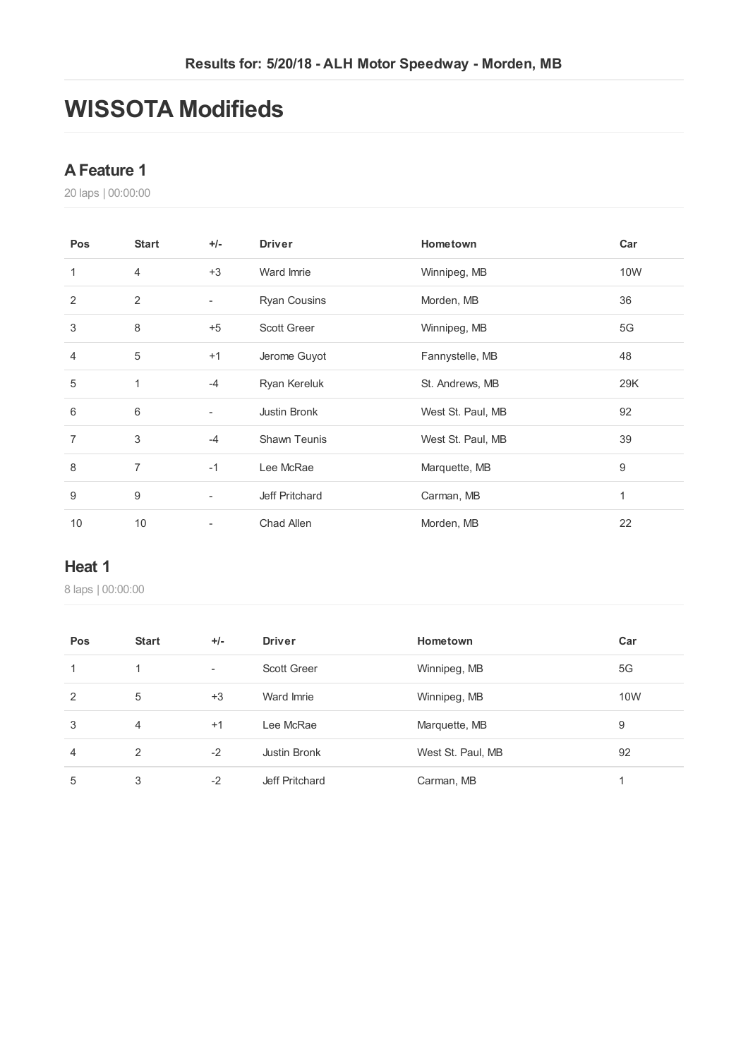Results for: 5/20/18 - ALH Motor Speedway - Morden, MB

# WISSOTA Modifieds

## A Feature 1

20 laps | 00:00:00

| Pos | Start | +/- | Driver | Hometown | Car |
|---|---|---|---|---|---|
| 1 | 4 | +3 | Ward Imrie | Winnipeg, MB | 10W |
| 2 | 2 | - | Ryan Cousins | Morden, MB | 36 |
| 3 | 8 | +5 | Scott Greer | Winnipeg, MB | 5G |
| 4 | 5 | +1 | Jerome Guyot | Fannystelle, MB | 48 |
| 5 | 1 | -4 | Ryan Kereluk | St. Andrews, MB | 29K |
| 6 | 6 | - | Justin Bronk | West St. Paul, MB | 92 |
| 7 | 3 | -4 | Shawn Teunis | West St. Paul, MB | 39 |
| 8 | 7 | -1 | Lee McRae | Marquette, MB | 9 |
| 9 | 9 | - | Jeff Pritchard | Carman, MB | 1 |
| 10 | 10 | - | Chad Allen | Morden, MB | 22 |

## Heat 1

8 laps | 00:00:00

| Pos | Start | +/- | Driver | Hometown | Car |
|---|---|---|---|---|---|
| 1 | 1 | - | Scott Greer | Winnipeg, MB | 5G |
| 2 | 5 | +3 | Ward Imrie | Winnipeg, MB | 10W |
| 3 | 4 | +1 | Lee McRae | Marquette, MB | 9 |
| 4 | 2 | -2 | Justin Bronk | West St. Paul, MB | 92 |
| 5 | 3 | -2 | Jeff Pritchard | Carman, MB | 1 |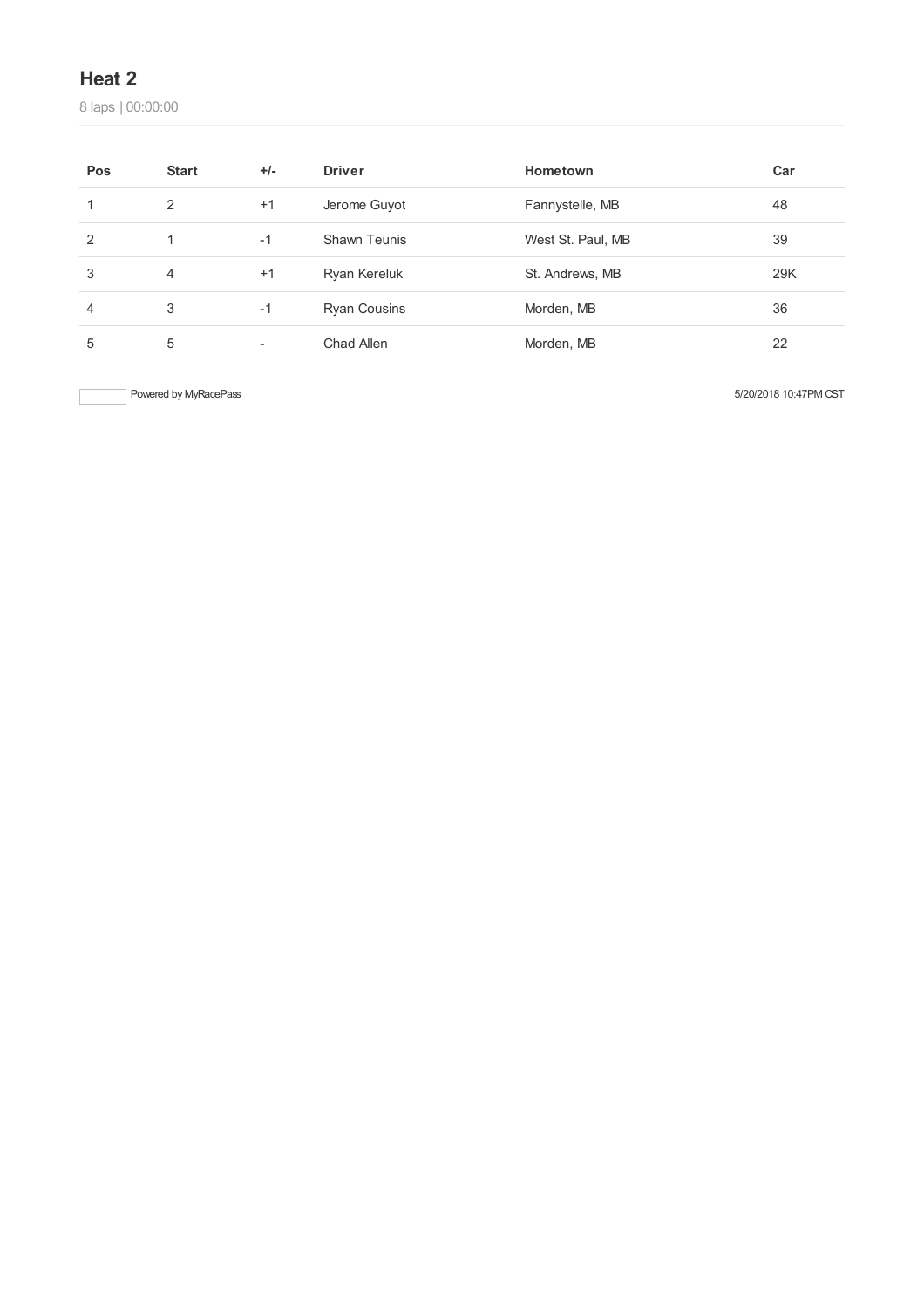## Heat 2

8 laps | 00:00:00

| Pos | Start | +/- | Driver | Hometown | Car |
|---|---|---|---|---|---|
| 1 | 2 | +1 | Jerome Guyot | Fannystelle, MB | 48 |
| 2 | 1 | -1 | Shawn Teunis | West St. Paul, MB | 39 |
| 3 | 4 | +1 | Ryan Kereluk | St. Andrews, MB | 29K |
| 4 | 3 | -1 | Ryan Cousins | Morden, MB | 36 |
| 5 | 5 | - | Chad Allen | Morden, MB | 22 |

Powered by MyRacePass

5/20/2018 10:47PM CST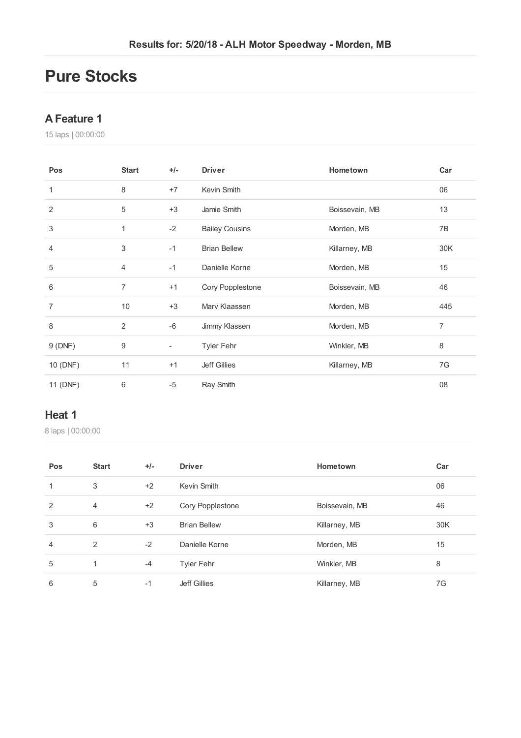Results for: 5/20/18 - ALH Motor Speedway - Morden, MB

# Pure Stocks

## A Feature 1

15 laps | 00:00:00

| Pos | Start | +/- | Driver | Hometown | Car |
|---|---|---|---|---|---|
| 1 | 8 | +7 | Kevin Smith | | 06 |
| 2 | 5 | +3 | Jamie Smith | Boissevain, MB | 13 |
| 3 | 1 | -2 | Bailey Cousins | Morden, MB | 7B |
| 4 | 3 | -1 | Brian Bellew | Killarney, MB | 30K |
| 5 | 4 | -1 | Danielle Korne | Morden, MB | 15 |
| 6 | 7 | +1 | Cory Popplestone | Boissevain, MB | 46 |
| 7 | 10 | +3 | Marv Klaassen | Morden, MB | 445 |
| 8 | 2 | -6 | Jimmy Klassen | Morden, MB | 7 |
| 9 (DNF) | 9 | - | Tyler Fehr | Winkler, MB | 8 |
| 10 (DNF) | 11 | +1 | Jeff Gillies | Killarney, MB | 7G |
| 11 (DNF) | 6 | -5 | Ray Smith | | 08 |

## Heat 1

8 laps | 00:00:00

| Pos | Start | +/- | Driver | Hometown | Car |
|---|---|---|---|---|---|
| 1 | 3 | +2 | Kevin Smith | | 06 |
| 2 | 4 | +2 | Cory Popplestone | Boissevain, MB | 46 |
| 3 | 6 | +3 | Brian Bellew | Killarney, MB | 30K |
| 4 | 2 | -2 | Danielle Korne | Morden, MB | 15 |
| 5 | 1 | -4 | Tyler Fehr | Winkler, MB | 8 |
| 6 | 5 | -1 | Jeff Gillies | Killarney, MB | 7G |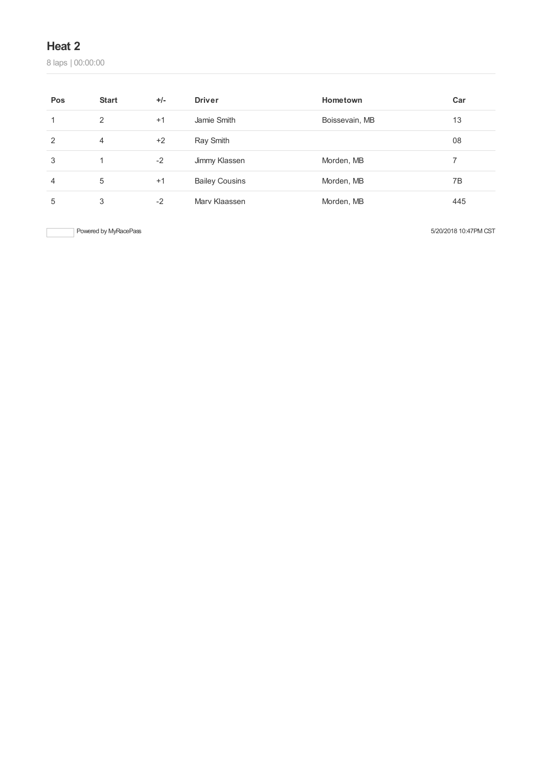## Heat 2

8 laps | 00:00:00

| Pos | Start | +/- | Driver | Hometown | Car |
|---|---|---|---|---|---|
| 1 | 2 | +1 | Jamie Smith | Boissevain, MB | 13 |
| 2 | 4 | +2 | Ray Smith | | 08 |
| 3 | 1 | -2 | Jimmy Klassen | Morden, MB | 7 |
| 4 | 5 | +1 | Bailey Cousins | Morden, MB | 7B |
| 5 | 3 | -2 | Marv Klaassen | Morden, MB | 445 |

Powered by MyRacePass

5/20/2018 10:47PM CST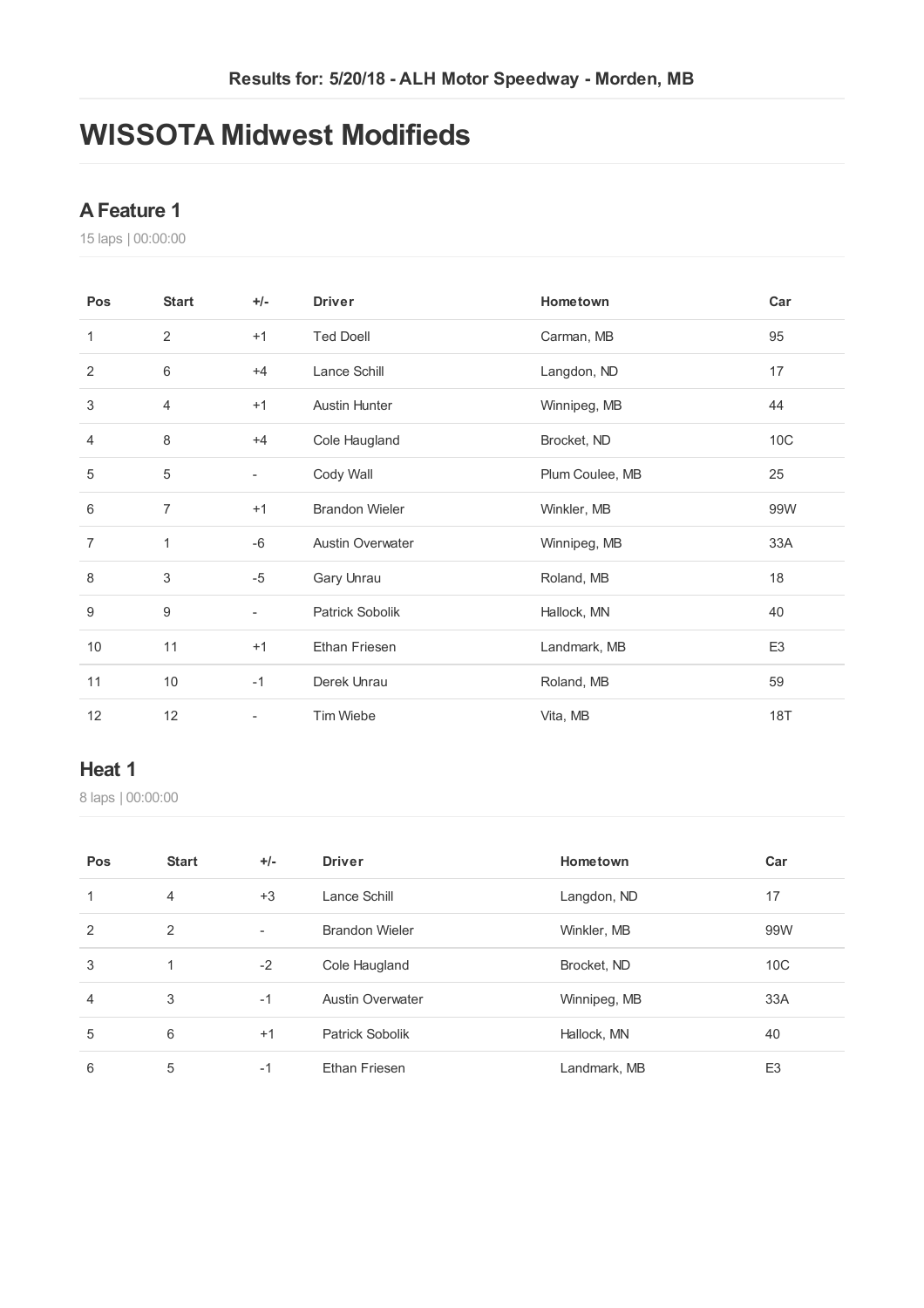Results for: 5/20/18 - ALH Motor Speedway - Morden, MB

# WISSOTA Midwest Modifieds

## A Feature 1

15 laps | 00:00:00

| Pos | Start | +/- | Driver | Hometown | Car |
|---|---|---|---|---|---|
| 1 | 2 | +1 | Ted Doell | Carman, MB | 95 |
| 2 | 6 | +4 | Lance Schill | Langdon, ND | 17 |
| 3 | 4 | +1 | Austin Hunter | Winnipeg, MB | 44 |
| 4 | 8 | +4 | Cole Haugland | Brocket, ND | 10C |
| 5 | 5 | - | Cody Wall | Plum Coulee, MB | 25 |
| 6 | 7 | +1 | Brandon Wieler | Winkler, MB | 99W |
| 7 | 1 | -6 | Austin Overwater | Winnipeg, MB | 33A |
| 8 | 3 | -5 | Gary Unrau | Roland, MB | 18 |
| 9 | 9 | - | Patrick Sobolik | Hallock, MN | 40 |
| 10 | 11 | +1 | Ethan Friesen | Landmark, MB | E3 |
| 11 | 10 | -1 | Derek Unrau | Roland, MB | 59 |
| 12 | 12 | - | Tim Wiebe | Vita, MB | 18T |

## Heat 1

8 laps | 00:00:00

| Pos | Start | +/- | Driver | Hometown | Car |
|---|---|---|---|---|---|
| 1 | 4 | +3 | Lance Schill | Langdon, ND | 17 |
| 2 | 2 | - | Brandon Wieler | Winkler, MB | 99W |
| 3 | 1 | -2 | Cole Haugland | Brocket, ND | 10C |
| 4 | 3 | -1 | Austin Overwater | Winnipeg, MB | 33A |
| 5 | 6 | +1 | Patrick Sobolik | Hallock, MN | 40 |
| 6 | 5 | -1 | Ethan Friesen | Landmark, MB | E3 |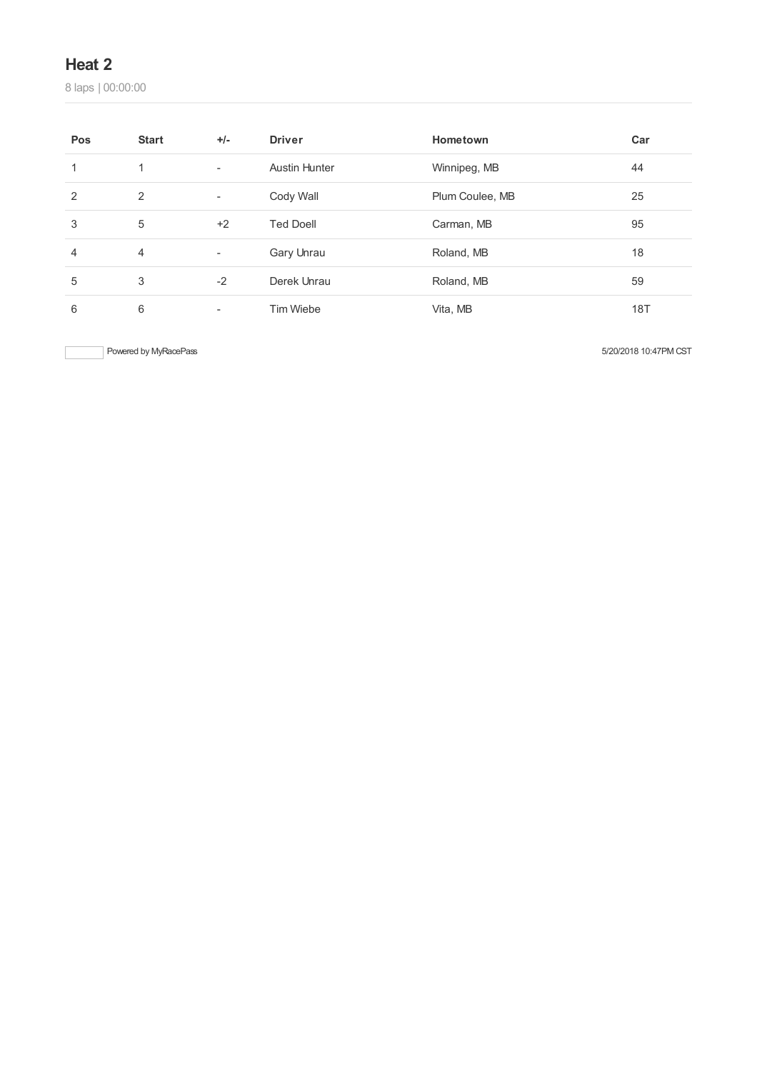## Heat 2

8 laps | 00:00:00

| Pos | Start | +/- | Driver | Hometown | Car |
|---|---|---|---|---|---|
| 1 | 1 | - | Austin Hunter | Winnipeg, MB | 44 |
| 2 | 2 | - | Cody Wall | Plum Coulee, MB | 25 |
| 3 | 5 | +2 | Ted Doell | Carman, MB | 95 |
| 4 | 4 | - | Gary Unrau | Roland, MB | 18 |
| 5 | 3 | -2 | Derek Unrau | Roland, MB | 59 |
| 6 | 6 | - | Tim Wiebe | Vita, MB | 18T |

Powered by MyRacePass

5/20/2018 10:47PM CST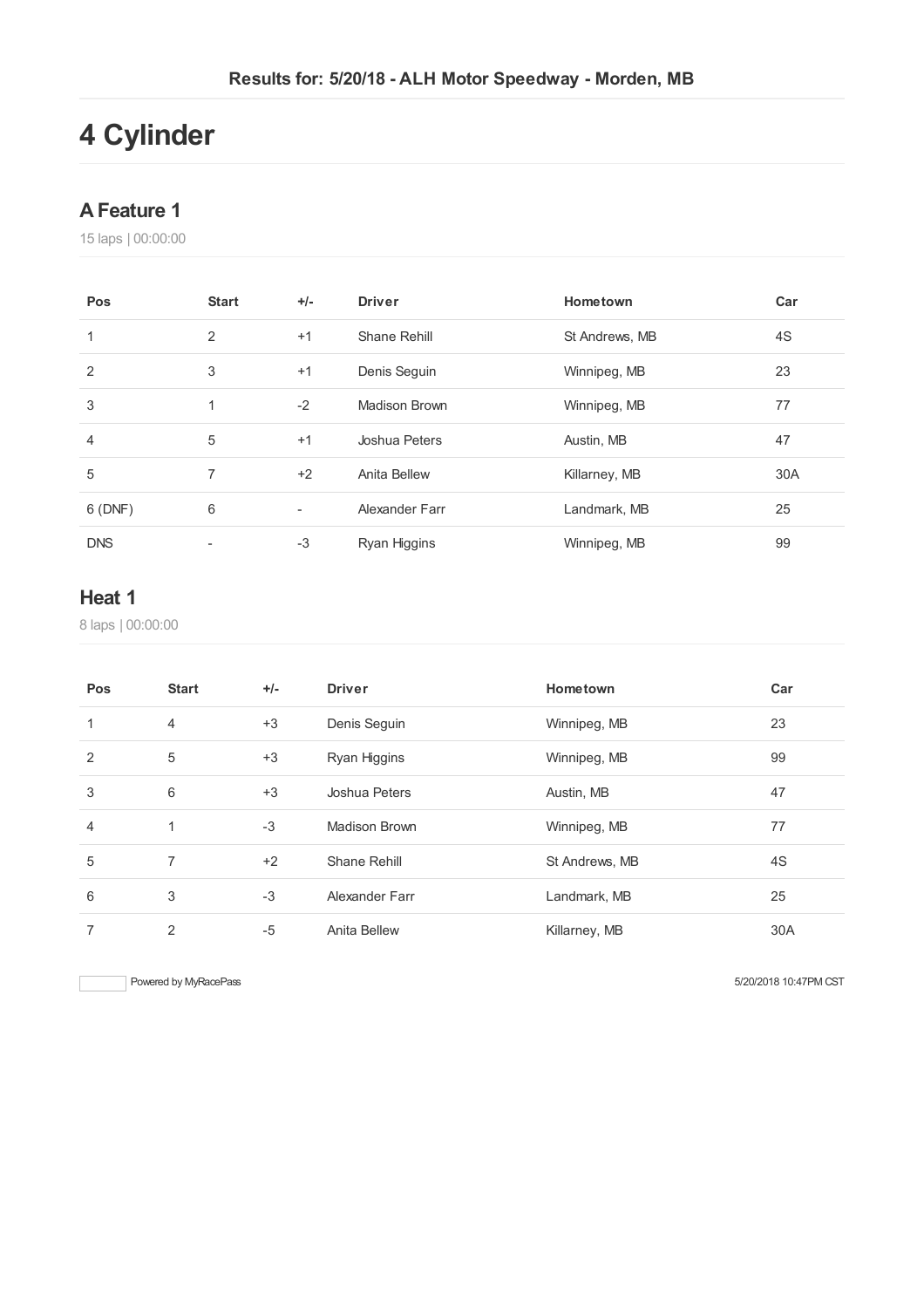Results for: 5/20/18 - ALH Motor Speedway - Morden, MB

# 4 Cylinder

## A Feature 1

15 laps | 00:00:00

| Pos | Start | +/- | Driver | Hometown | Car |
|---|---|---|---|---|---|
| 1 | 2 | +1 | Shane Rehill | St Andrews, MB | 4S |
| 2 | 3 | +1 | Denis Seguin | Winnipeg, MB | 23 |
| 3 | 1 | -2 | Madison Brown | Winnipeg, MB | 77 |
| 4 | 5 | +1 | Joshua Peters | Austin, MB | 47 |
| 5 | 7 | +2 | Anita Bellew | Killarney, MB | 30A |
| 6 (DNF) | 6 | - | Alexander Farr | Landmark, MB | 25 |
| DNS | - | -3 | Ryan Higgins | Winnipeg, MB | 99 |

## Heat 1

8 laps | 00:00:00

| Pos | Start | +/- | Driver | Hometown | Car |
|---|---|---|---|---|---|
| 1 | 4 | +3 | Denis Seguin | Winnipeg, MB | 23 |
| 2 | 5 | +3 | Ryan Higgins | Winnipeg, MB | 99 |
| 3 | 6 | +3 | Joshua Peters | Austin, MB | 47 |
| 4 | 1 | -3 | Madison Brown | Winnipeg, MB | 77 |
| 5 | 7 | +2 | Shane Rehill | St Andrews, MB | 4S |
| 6 | 3 | -3 | Alexander Farr | Landmark, MB | 25 |
| 7 | 2 | -5 | Anita Bellew | Killarney, MB | 30A |

Powered by MyRacePass

5/20/2018 10:47PM CST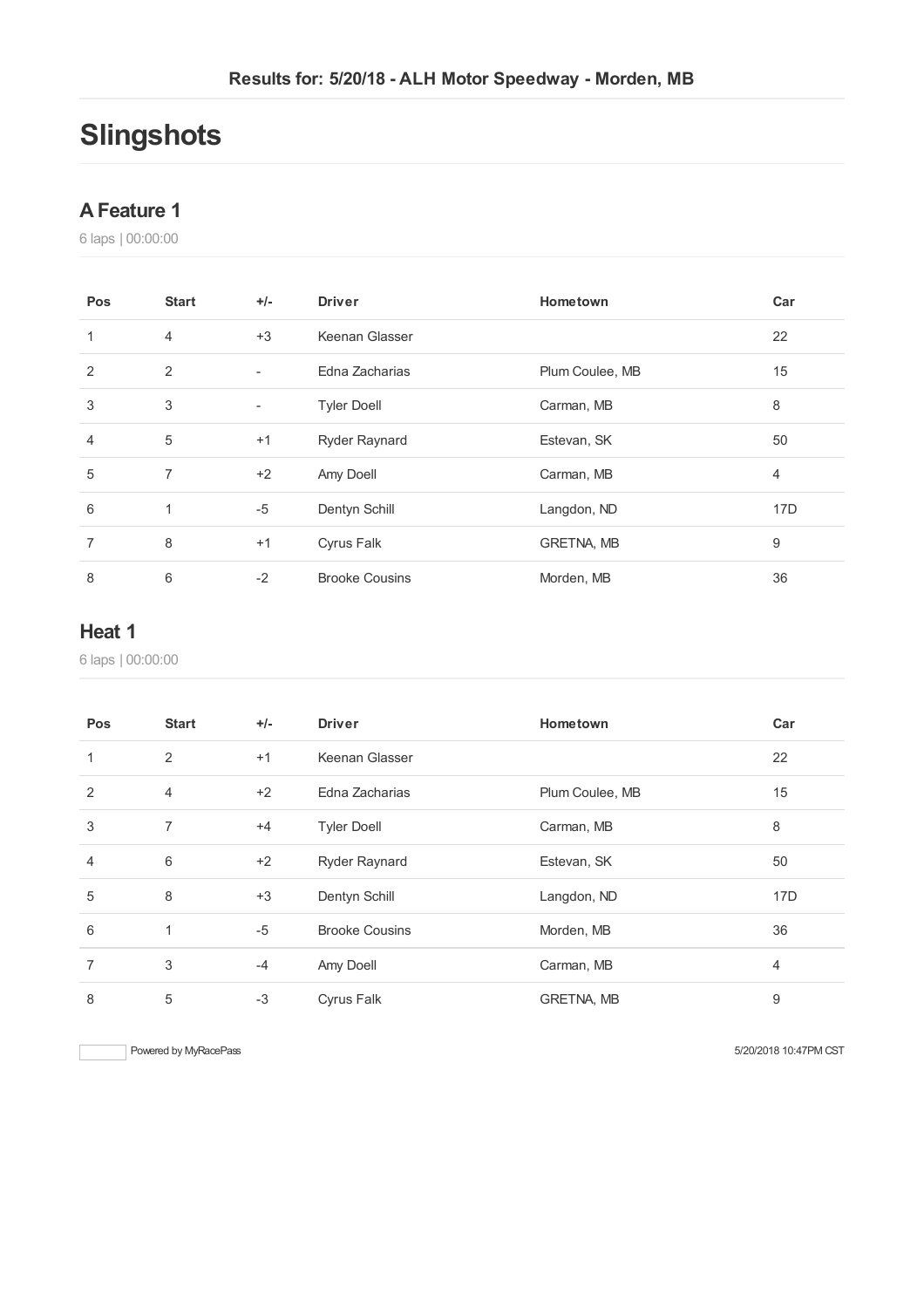Results for: 5/20/18 - ALH Motor Speedway - Morden, MB

# Slingshots

## A Feature 1

6 laps | 00:00:00

| Pos | Start | +/- | Driver | Hometown | Car |
|---|---|---|---|---|---|
| 1 | 4 | +3 | Keenan Glasser | | 22 |
| 2 | 2 | - | Edna Zacharias | Plum Coulee, MB | 15 |
| 3 | 3 | - | Tyler Doell | Carman, MB | 8 |
| 4 | 5 | +1 | Ryder Raynard | Estevan, SK | 50 |
| 5 | 7 | +2 | Amy Doell | Carman, MB | 4 |
| 6 | 1 | -5 | Dentyn Schill | Langdon, ND | 17D |
| 7 | 8 | +1 | Cyrus Falk | GRETNA, MB | 9 |
| 8 | 6 | -2 | Brooke Cousins | Morden, MB | 36 |

## Heat 1

6 laps | 00:00:00

| Pos | Start | +/- | Driver | Hometown | Car |
|---|---|---|---|---|---|
| 1 | 2 | +1 | Keenan Glasser | | 22 |
| 2 | 4 | +2 | Edna Zacharias | Plum Coulee, MB | 15 |
| 3 | 7 | +4 | Tyler Doell | Carman, MB | 8 |
| 4 | 6 | +2 | Ryder Raynard | Estevan, SK | 50 |
| 5 | 8 | +3 | Dentyn Schill | Langdon, ND | 17D |
| 6 | 1 | -5 | Brooke Cousins | Morden, MB | 36 |
| 7 | 3 | -4 | Amy Doell | Carman, MB | 4 |
| 8 | 5 | -3 | Cyrus Falk | GRETNA, MB | 9 |

Powered by MyRacePass

5/20/2018 10:47PM CST